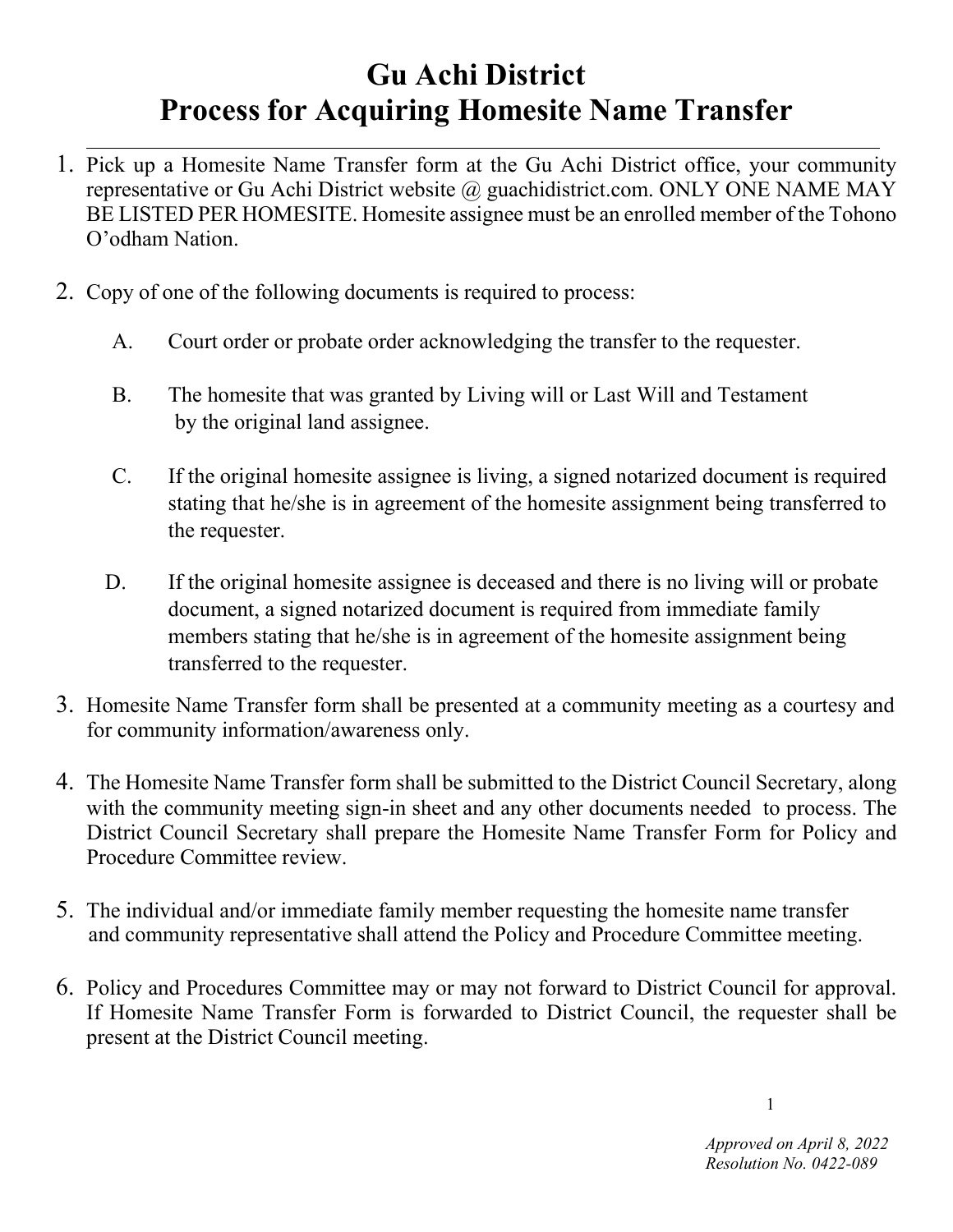# Gu Achi District
# Process for Acquiring Homesite Name Transfer

1. Pick up a Homesite Name Transfer form at the Gu Achi District office, your community representative or Gu Achi District website @ guachidistrict.com. ONLY ONE NAME MAY BE LISTED PER HOMESITE. Homesite assignee must be an enrolled member of the Tohono O'odham Nation.

2. Copy of one of the following documents is required to process:

   A. Court order or probate order acknowledging the transfer to the requester.

   B. The homesite that was granted by Living will or Last Will and Testament by the original land assignee.

   C. If the original homesite assignee is living, a signed notarized document is required stating that he/she is in agreement of the homesite assignment being transferred to the requester.

   D. If the original homesite assignee is deceased and there is no living will or probate document, a signed notarized document is required from immediate family members stating that he/she is in agreement of the homesite assignment being transferred to the requester.

3. Homesite Name Transfer form shall be presented at a community meeting as a courtesy and for community information/awareness only.

4. The Homesite Name Transfer form shall be submitted to the District Council Secretary, along with the community meeting sign-in sheet and any other documents needed to process. The District Council Secretary shall prepare the Homesite Name Transfer Form for Policy and Procedure Committee review.

5. The individual and/or immediate family member requesting the homesite name transfer and community representative shall attend the Policy and Procedure Committee meeting.

6. Policy and Procedures Committee may or may not forward to District Council for approval. If Homesite Name Transfer Form is forwarded to District Council, the requester shall be present at the District Council meeting.

*Approved on April 8, 2022*
*Resolution No. 0422-089*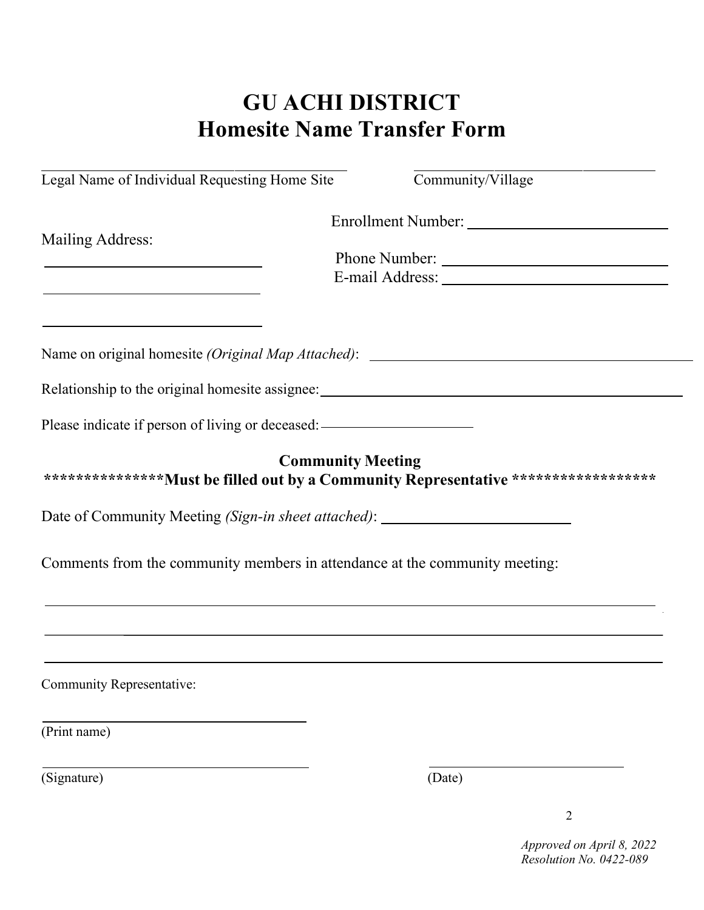# GU ACHI DISTRICT
## Homesite Name Transfer Form

______________________________ Legal Name of Individual Requesting Home Site

______________________________ Community/Village

Enrollment Number: ______________________________

Mailing Address:

______________________________

______________________________

______________________________

Phone Number: ______________________________

E-mail Address: ______________________________

Name on original homesite *(Original Map Attached)*: ______________________________

Relationship to the original homesite assignee: ______________________________

Please indicate if person of living or deceased: ______________________________

**Community Meeting**

**\*\*\*\*\*\*\*\*\*\*\*\*\*\*\*Must be filled out by a Community Representative \*\*\*\*\*\*\*\*\*\*\*\*\*\*\*\*\*\***

Date of Community Meeting *(Sign-in sheet attached)*: ______________________________

Comments from the community members in attendance at the community meeting:

______________________________________________________________________

______________________________________________________________________

______________________________________________________________________

Community Representative:

______________________________
(Print name)

______________________________
(Signature)

______________________________
(Date)

*Approved on April 8, 2022*
*Resolution No. 0422-089*